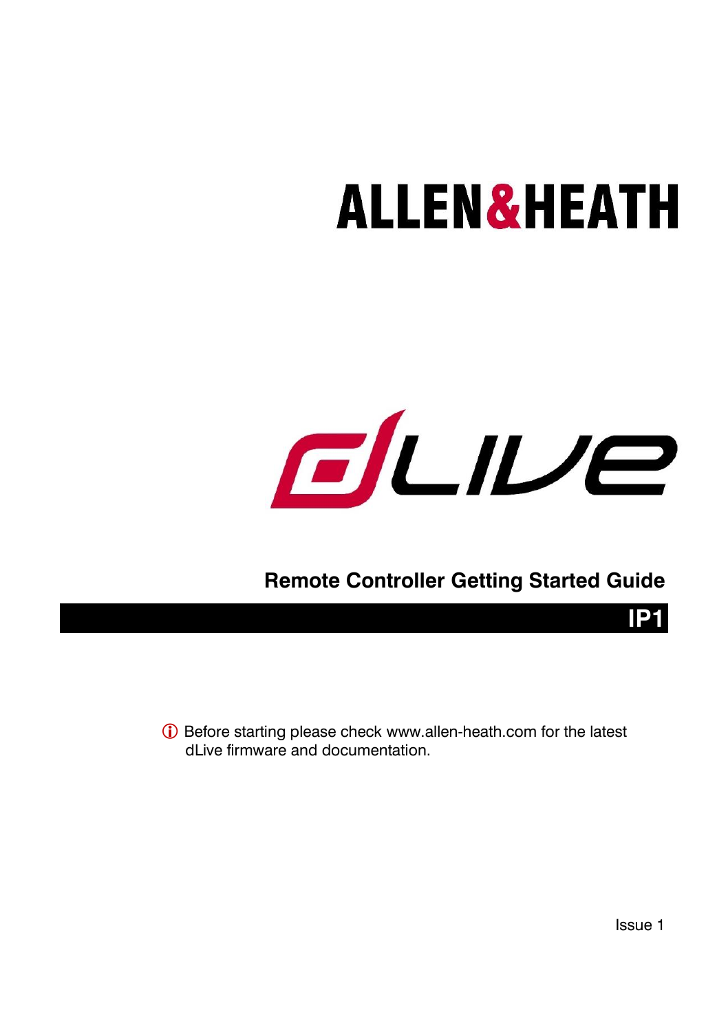# ALLEN&HEATH

# dLive

## Remote Controller Getting Started Guide

## IP1

ⓘ Before starting please check www.allen-heath.com for the latest dLive firmware and documentation.

Issue 1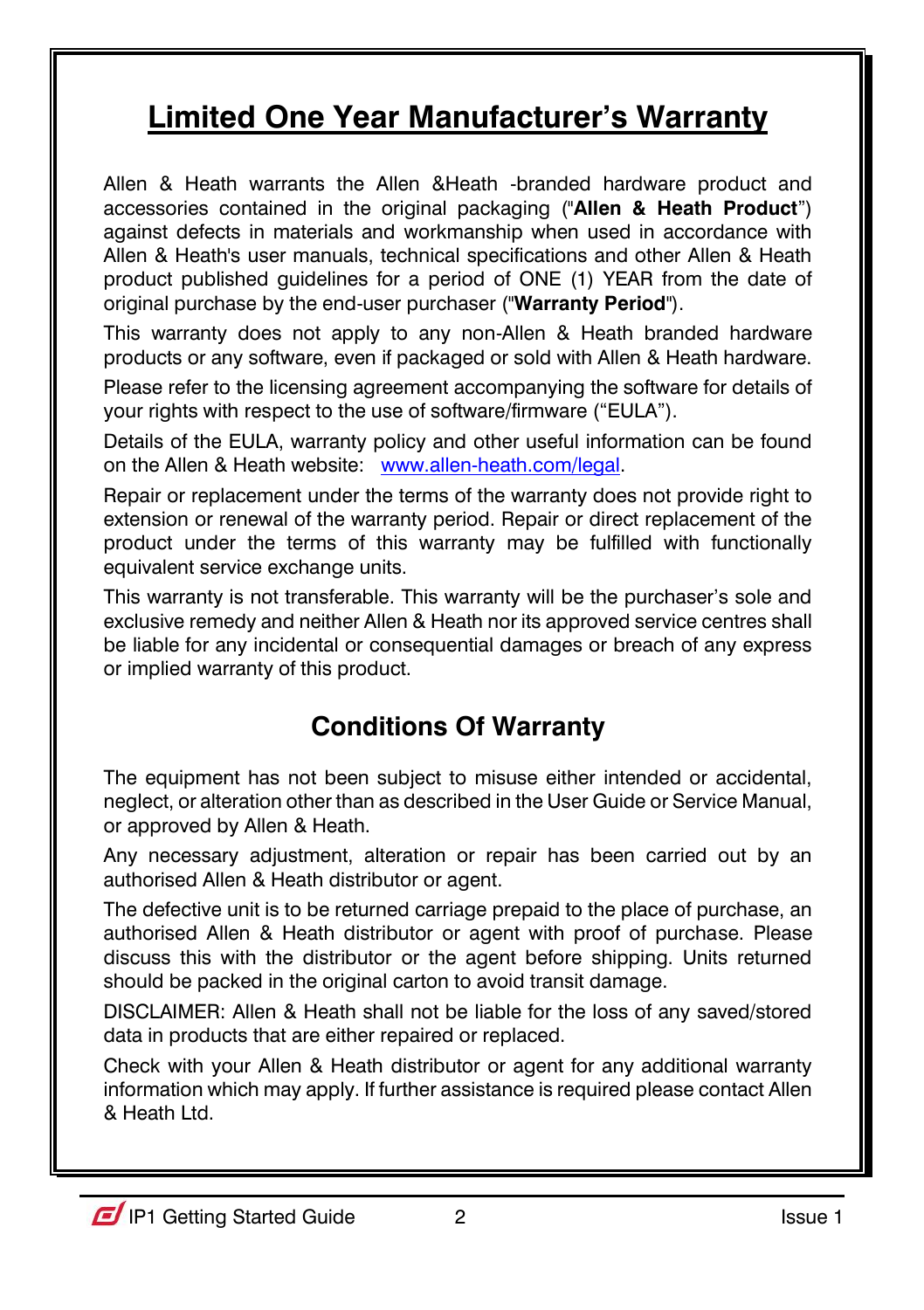# Limited One Year Manufacturer's Warranty

Allen & Heath warrants the Allen &Heath -branded hardware product and accessories contained in the original packaging ("**Allen & Heath Product**") against defects in materials and workmanship when used in accordance with Allen & Heath's user manuals, technical specifications and other Allen & Heath product published guidelines for a period of ONE (1) YEAR from the date of original purchase by the end-user purchaser ("**Warranty Period**").

This warranty does not apply to any non-Allen & Heath branded hardware products or any software, even if packaged or sold with Allen & Heath hardware.

Please refer to the licensing agreement accompanying the software for details of your rights with respect to the use of software/firmware ("EULA").

Details of the EULA, warranty policy and other useful information can be found on the Allen & Heath website: www.allen-heath.com/legal.

Repair or replacement under the terms of the warranty does not provide right to extension or renewal of the warranty period. Repair or direct replacement of the product under the terms of this warranty may be fulfilled with functionally equivalent service exchange units.

This warranty is not transferable. This warranty will be the purchaser's sole and exclusive remedy and neither Allen & Heath nor its approved service centres shall be liable for any incidental or consequential damages or breach of any express or implied warranty of this product.

## Conditions Of Warranty

The equipment has not been subject to misuse either intended or accidental, neglect, or alteration other than as described in the User Guide or Service Manual, or approved by Allen & Heath.

Any necessary adjustment, alteration or repair has been carried out by an authorised Allen & Heath distributor or agent.

The defective unit is to be returned carriage prepaid to the place of purchase, an authorised Allen & Heath distributor or agent with proof of purchase. Please discuss this with the distributor or the agent before shipping. Units returned should be packed in the original carton to avoid transit damage.

DISCLAIMER: Allen & Heath shall not be liable for the loss of any saved/stored data in products that are either repaired or replaced.

Check with your Allen & Heath distributor or agent for any additional warranty information which may apply. If further assistance is required please contact Allen & Heath Ltd.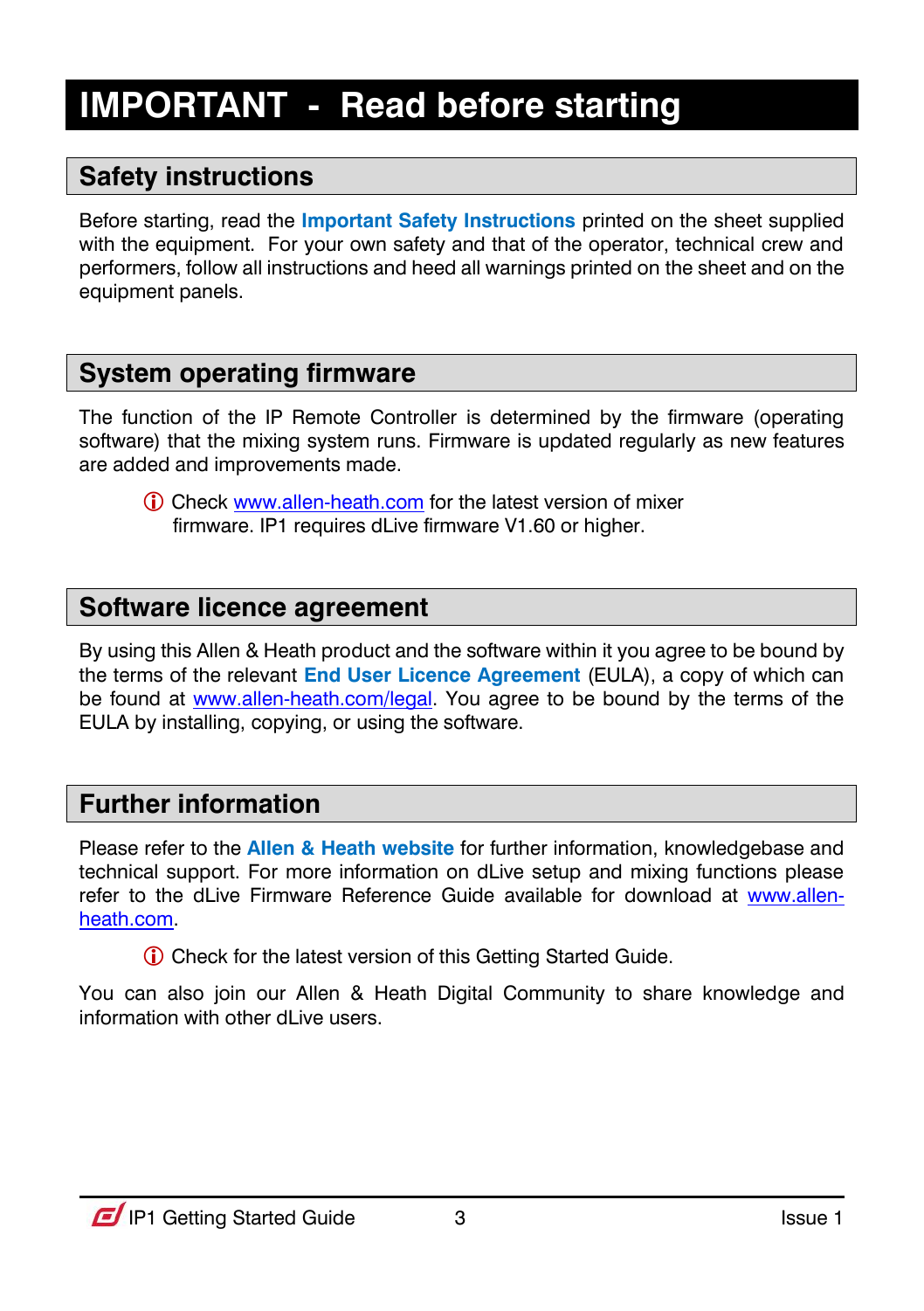# IMPORTANT - Read before starting

## Safety instructions

Before starting, read the **Important Safety Instructions** printed on the sheet supplied with the equipment. For your own safety and that of the operator, technical crew and performers, follow all instructions and heed all warnings printed on the sheet and on the equipment panels.

## System operating firmware

The function of the IP Remote Controller is determined by the firmware (operating software) that the mixing system runs. Firmware is updated regularly as new features are added and improvements made.

> ⓘ Check www.allen-heath.com for the latest version of mixer firmware. IP1 requires dLive firmware V1.60 or higher.

## Software licence agreement

By using this Allen & Heath product and the software within it you agree to be bound by the terms of the relevant **End User Licence Agreement** (EULA), a copy of which can be found at www.allen-heath.com/legal. You agree to be bound by the terms of the EULA by installing, copying, or using the software.

## Further information

Please refer to the **Allen & Heath website** for further information, knowledgebase and technical support. For more information on dLive setup and mixing functions please refer to the dLive Firmware Reference Guide available for download at www.allen-heath.com.

> ⓘ Check for the latest version of this Getting Started Guide.

You can also join our Allen & Heath Digital Community to share knowledge and information with other dLive users.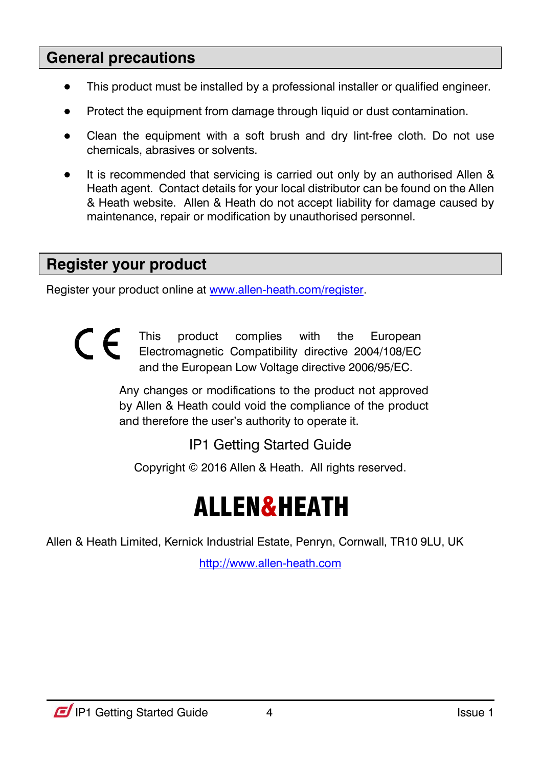## General precautions

- This product must be installed by a professional installer or qualified engineer.
- Protect the equipment from damage through liquid or dust contamination.
- Clean the equipment with a soft brush and dry lint-free cloth. Do not use chemicals, abrasives or solvents.
- It is recommended that servicing is carried out only by an authorised Allen & Heath agent. Contact details for your local distributor can be found on the Allen & Heath website. Allen & Heath do not accept liability for damage caused by maintenance, repair or modification by unauthorised personnel.

## Register your product

Register your product online at [www.allen-heath.com/register](http://www.allen-heath.com/register).

CE

This product complies with the European Electromagnetic Compatibility directive 2004/108/EC and the European Low Voltage directive 2006/95/EC.

Any changes or modifications to the product not approved by Allen & Heath could void the compliance of the product and therefore the user's authority to operate it.

IP1 Getting Started Guide

Copyright © 2016 Allen & Heath. All rights reserved.

**ALLEN&HEATH**

Allen & Heath Limited, Kernick Industrial Estate, Penryn, Cornwall, TR10 9LU, UK

[http://www.allen-heath.com](http://www.allen-heath.com)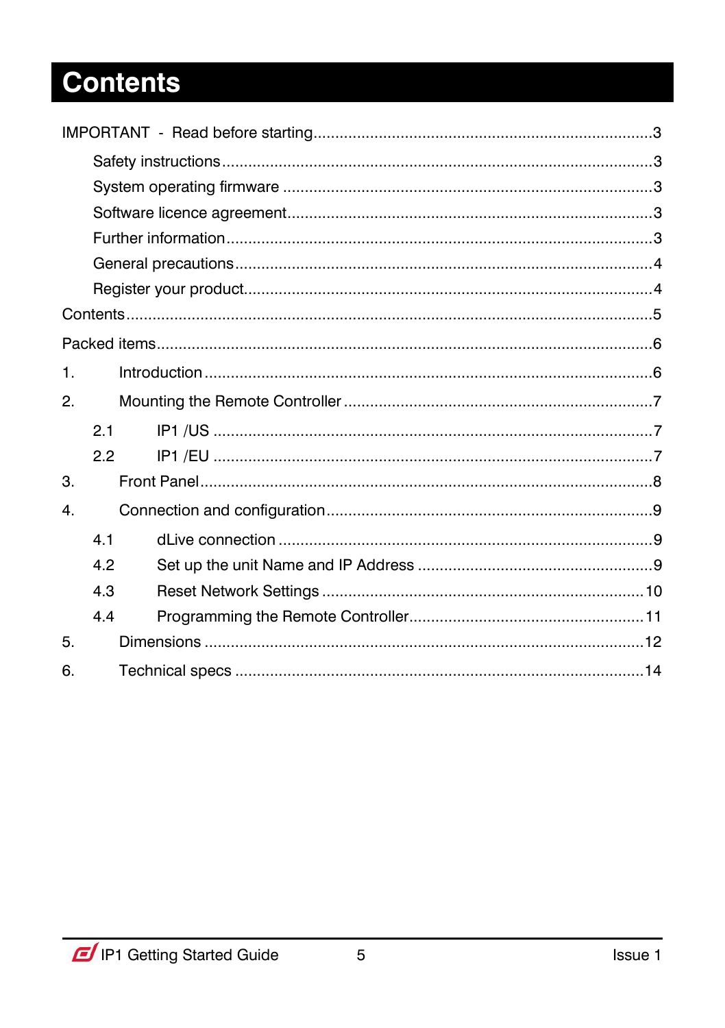# Contents

IMPORTANT - Read before starting .......... 3

- Safety instructions .......... 3
- System operating firmware .......... 3
- Software licence agreement .......... 3
- Further information .......... 3
- General precautions .......... 4
- Register your product .......... 4

Contents .......... 5

Packed items .......... 6

1. Introduction .......... 6
2. Mounting the Remote Controller .......... 7
   - 2.1 IP1 /US .......... 7
   - 2.2 IP1 /EU .......... 7
3. Front Panel .......... 8
4. Connection and configuration .......... 9
   - 4.1 dLive connection .......... 9
   - 4.2 Set up the unit Name and IP Address .......... 9
   - 4.3 Reset Network Settings .......... 10
   - 4.4 Programming the Remote Controller .......... 11
5. Dimensions .......... 12
6. Technical specs .......... 14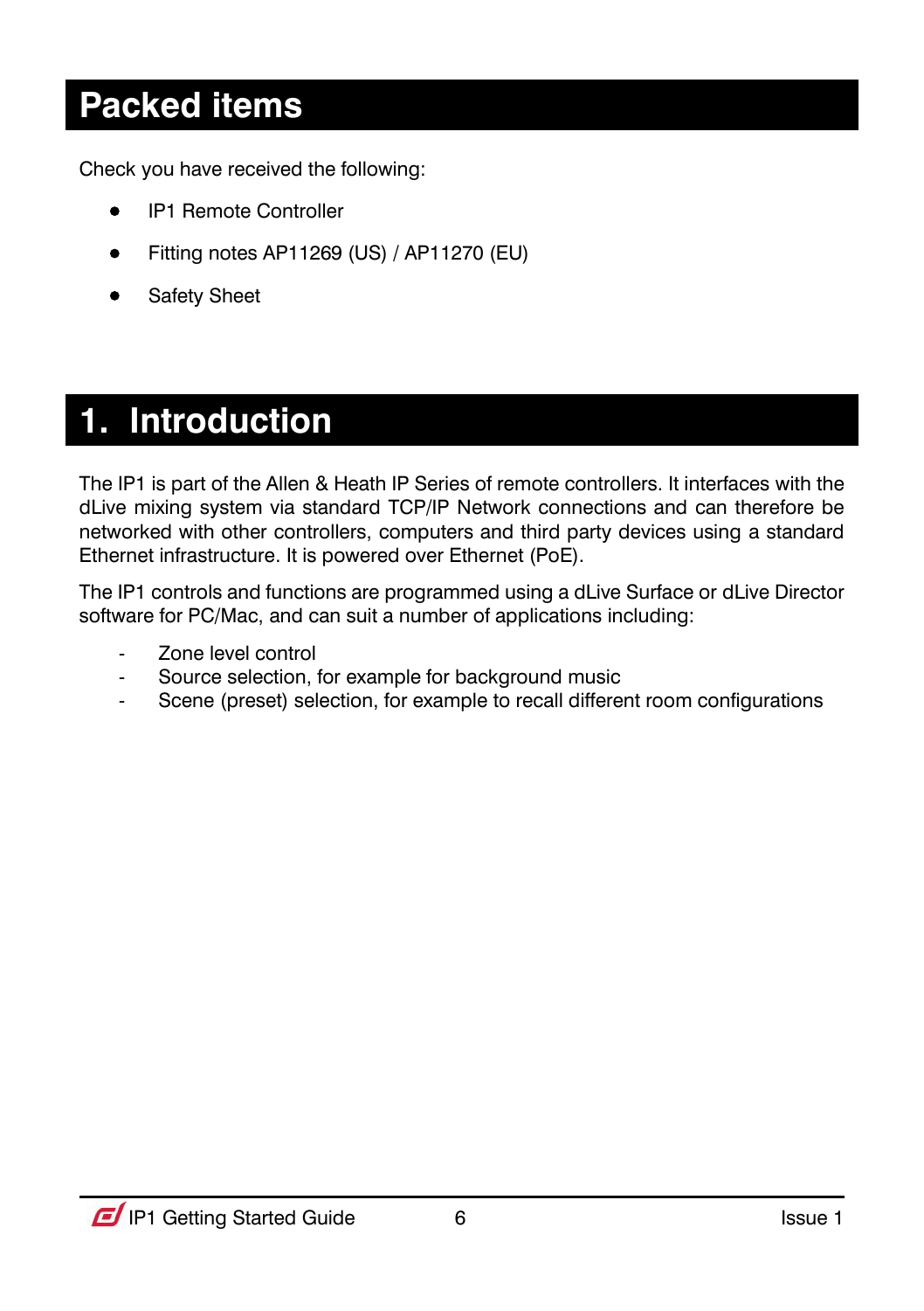# Packed items

Check you have received the following:

- IP1 Remote Controller
- Fitting notes AP11269 (US) / AP11270 (EU)
- Safety Sheet

# 1. Introduction

The IP1 is part of the Allen & Heath IP Series of remote controllers. It interfaces with the dLive mixing system via standard TCP/IP Network connections and can therefore be networked with other controllers, computers and third party devices using a standard Ethernet infrastructure. It is powered over Ethernet (PoE).

The IP1 controls and functions are programmed using a dLive Surface or dLive Director software for PC/Mac, and can suit a number of applications including:

- Zone level control
- Source selection, for example for background music
- Scene (preset) selection, for example to recall different room configurations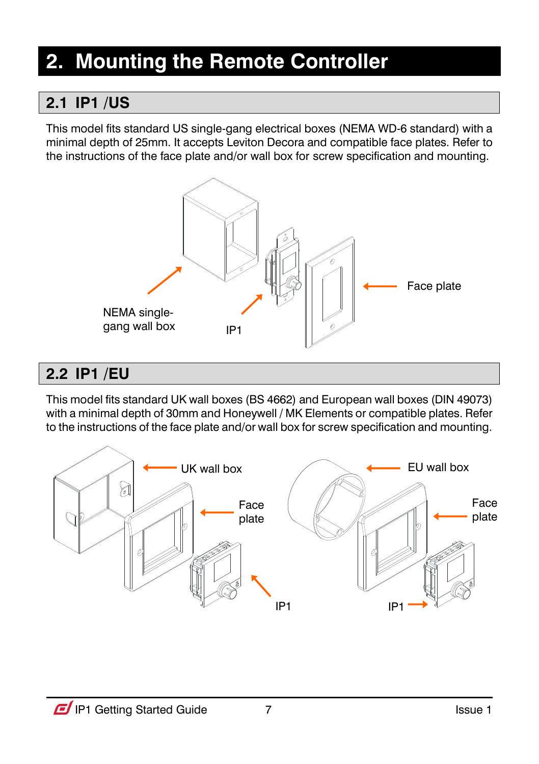# 2. Mounting the Remote Controller

## 2.1 IP1 /US

This model fits standard US single-gang electrical boxes (NEMA WD-6 standard) with a minimal depth of 25mm. It accepts Leviton Decora and compatible face plates. Refer to the instructions of the face plate and/or wall box for screw specification and mounting.

NEMA single-gang wall box

IP1

Face plate

## 2.2 IP1 /EU

This model fits standard UK wall boxes (BS 4662) and European wall boxes (DIN 49073) with a minimal depth of 30mm and Honeywell / MK Elements or compatible plates. Refer to the instructions of the face plate and/or wall box for screw specification and mounting.

UK wall box

Face plate

IP1

EU wall box

Face plate

IP1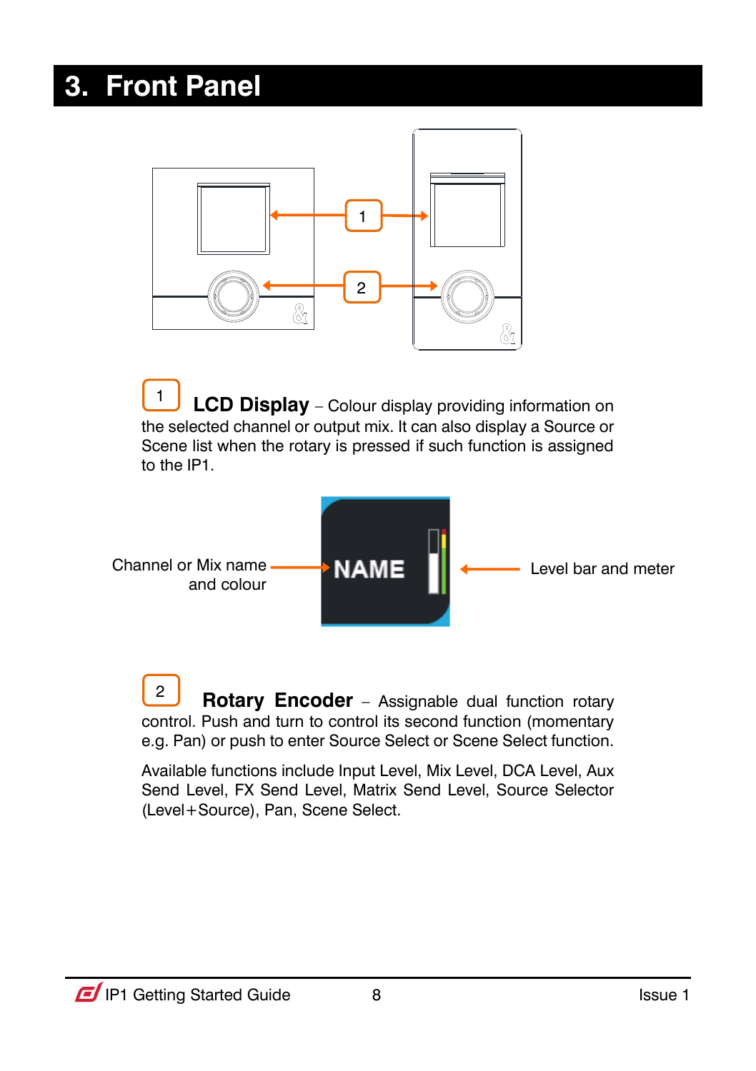# 3. Front Panel

1 **LCD Display** – Colour display providing information on the selected channel or output mix. It can also display a Source or Scene list when the rotary is pressed if such function is assigned to the IP1.

Channel or Mix name and colour

Level bar and meter

2 **Rotary Encoder** – Assignable dual function rotary control. Push and turn to control its second function (momentary e.g. Pan) or push to enter Source Select or Scene Select function.

Available functions include Input Level, Mix Level, DCA Level, Aux Send Level, FX Send Level, Matrix Send Level, Source Selector (Level+Source), Pan, Scene Select.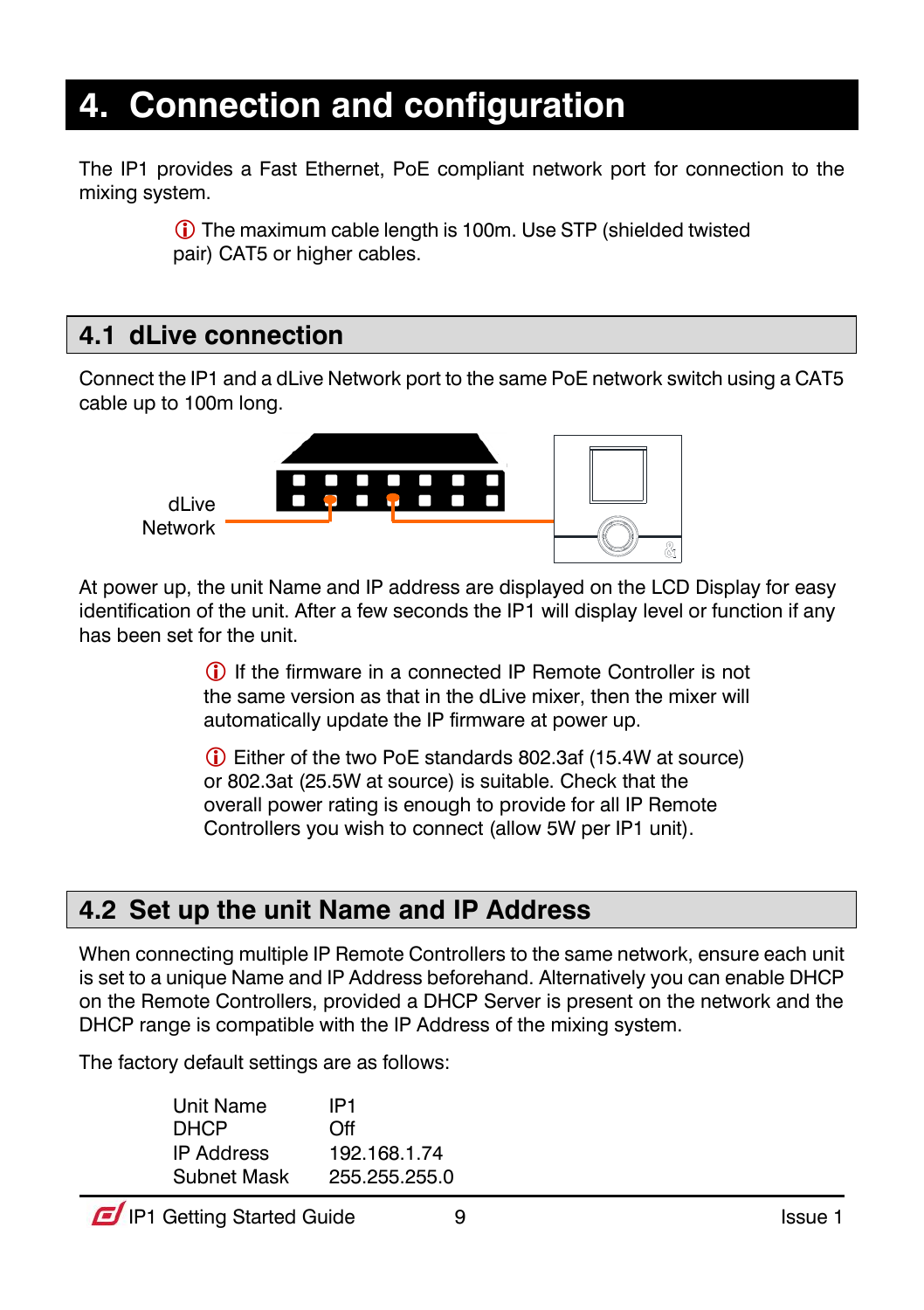# 4. Connection and configuration

The IP1 provides a Fast Ethernet, PoE compliant network port for connection to the mixing system.

ⓘ The maximum cable length is 100m. Use STP (shielded twisted pair) CAT5 or higher cables.

## 4.1 dLive connection

Connect the IP1 and a dLive Network port to the same PoE network switch using a CAT5 cable up to 100m long.

dLive Network

At power up, the unit Name and IP address are displayed on the LCD Display for easy identification of the unit. After a few seconds the IP1 will display level or function if any has been set for the unit.

ⓘ If the firmware in a connected IP Remote Controller is not the same version as that in the dLive mixer, then the mixer will automatically update the IP firmware at power up.

ⓘ Either of the two PoE standards 802.3af (15.4W at source) or 802.3at (25.5W at source) is suitable. Check that the overall power rating is enough to provide for all IP Remote Controllers you wish to connect (allow 5W per IP1 unit).

## 4.2 Set up the unit Name and IP Address

When connecting multiple IP Remote Controllers to the same network, ensure each unit is set to a unique Name and IP Address beforehand. Alternatively you can enable DHCP on the Remote Controllers, provided a DHCP Server is present on the network and the DHCP range is compatible with the IP Address of the mixing system.

The factory default settings are as follows:

| | |
|---|---|
| Unit Name | IP1 |
| DHCP | Off |
| IP Address | 192.168.1.74 |
| Subnet Mask | 255.255.255.0 |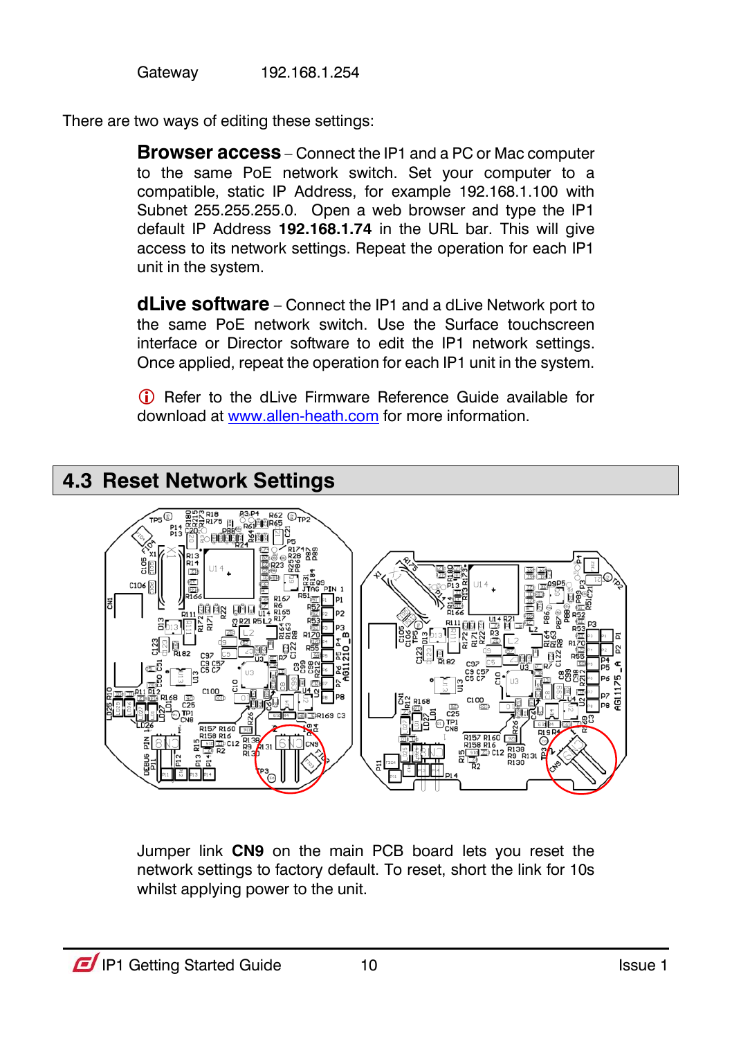Gateway 192.168.1.254

There are two ways of editing these settings:

**Browser access** – Connect the IP1 and a PC or Mac computer to the same PoE network switch. Set your computer to a compatible, static IP Address, for example 192.168.1.100 with Subnet 255.255.255.0. Open a web browser and type the IP1 default IP Address **192.168.1.74** in the URL bar. This will give access to its network settings. Repeat the operation for each IP1 unit in the system.

**dLive software** – Connect the IP1 and a dLive Network port to the same PoE network switch. Use the Surface touchscreen interface or Director software to edit the IP1 network settings. Once applied, repeat the operation for each IP1 unit in the system.

ⓘ Refer to the dLive Firmware Reference Guide available for download at [www.allen-heath.com](http://www.allen-heath.com) for more information.

## 4.3 Reset Network Settings

Jumper link **CN9** on the main PCB board lets you reset the network settings to factory default. To reset, short the link for 10s whilst applying power to the unit.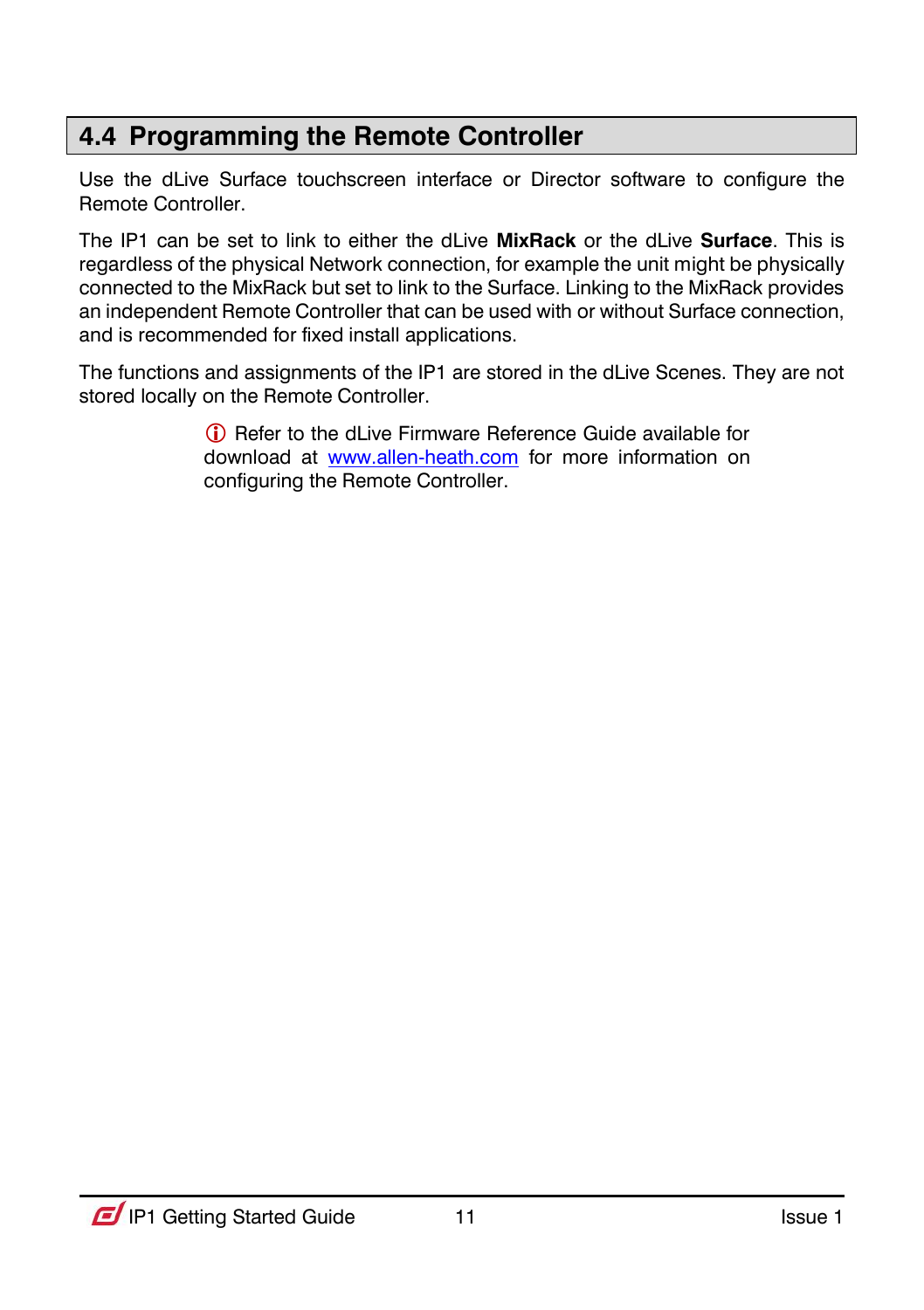## 4.4 Programming the Remote Controller

Use the dLive Surface touchscreen interface or Director software to configure the Remote Controller.

The IP1 can be set to link to either the dLive **MixRack** or the dLive **Surface**. This is regardless of the physical Network connection, for example the unit might be physically connected to the MixRack but set to link to the Surface. Linking to the MixRack provides an independent Remote Controller that can be used with or without Surface connection, and is recommended for fixed install applications.

The functions and assignments of the IP1 are stored in the dLive Scenes. They are not stored locally on the Remote Controller.

ⓘ Refer to the dLive Firmware Reference Guide available for download at [www.allen-heath.com](http://www.allen-heath.com) for more information on configuring the Remote Controller.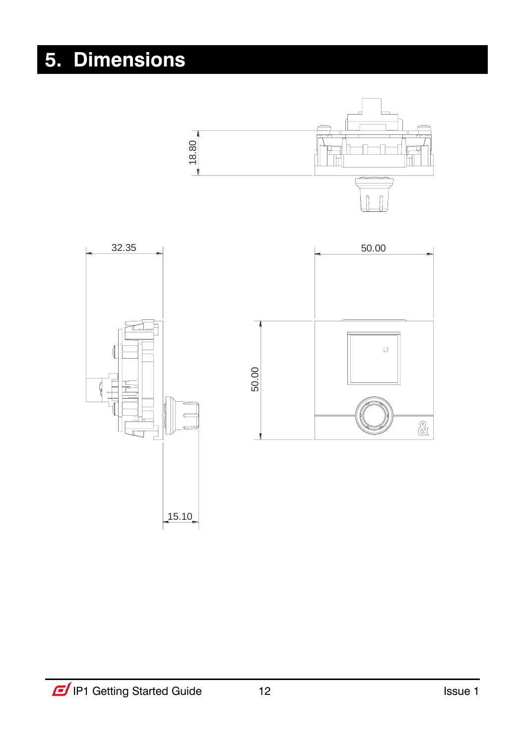# 5. Dimensions

18.80

32.35

50.00

50.00

15.10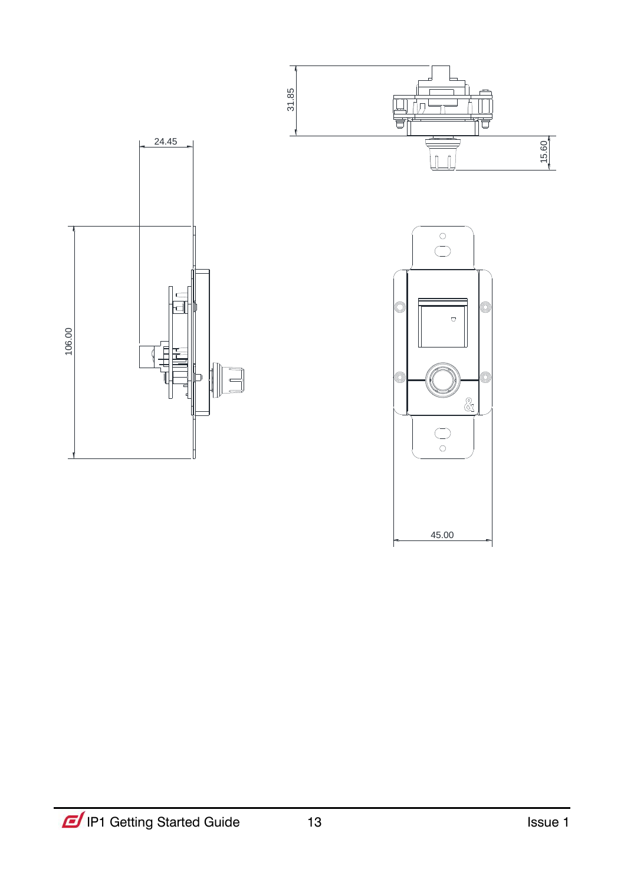31.85

15.60

24.45

106.00

45.00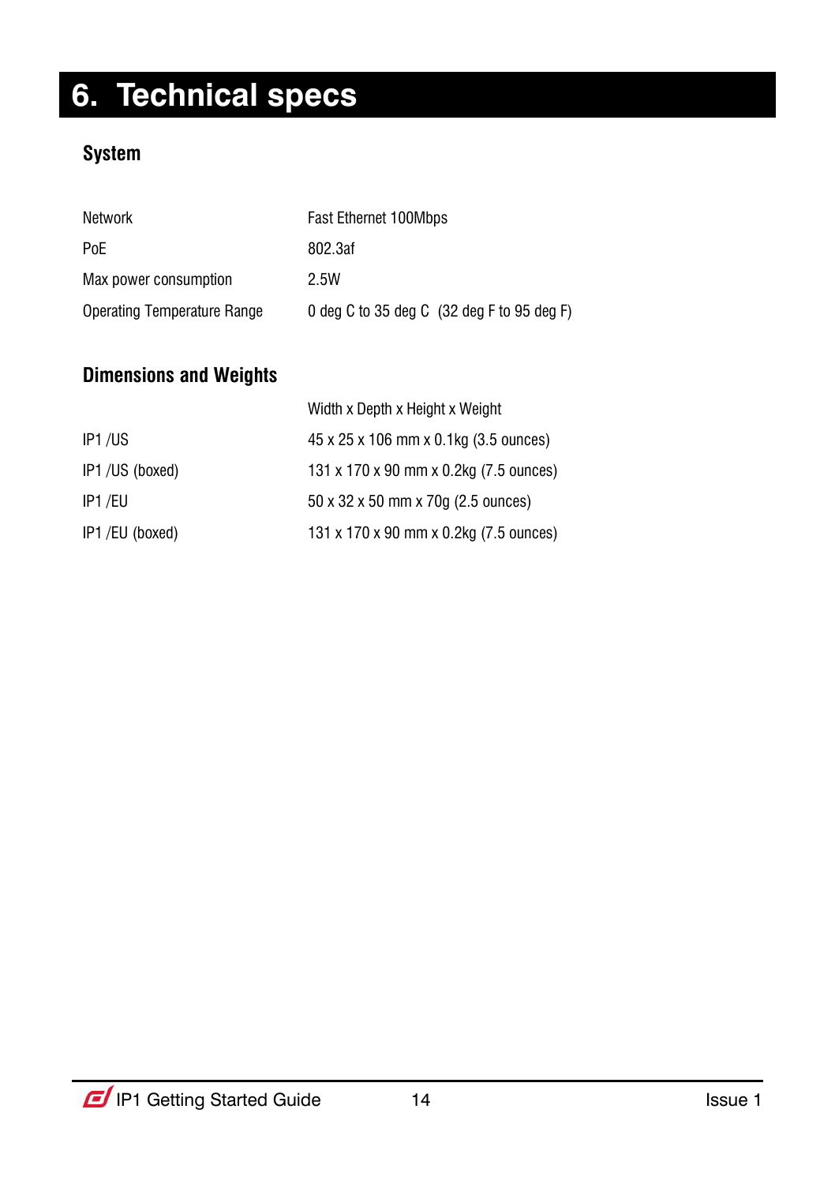# 6. Technical specs

## System

| | |
|---|---|
| Network | Fast Ethernet 100Mbps |
| PoE | 802.3af |
| Max power consumption | 2.5W |
| Operating Temperature Range | 0 deg C to 35 deg C (32 deg F to 95 deg F) |

## Dimensions and Weights

| | Width x Depth x Height x Weight |
|---|---|
| IP1 /US | 45 x 25 x 106 mm x 0.1kg (3.5 ounces) |
| IP1 /US (boxed) | 131 x 170 x 90 mm x 0.2kg (7.5 ounces) |
| IP1 /EU | 50 x 32 x 50 mm x 70g (2.5 ounces) |
| IP1 /EU (boxed) | 131 x 170 x 90 mm x 0.2kg (7.5 ounces) |